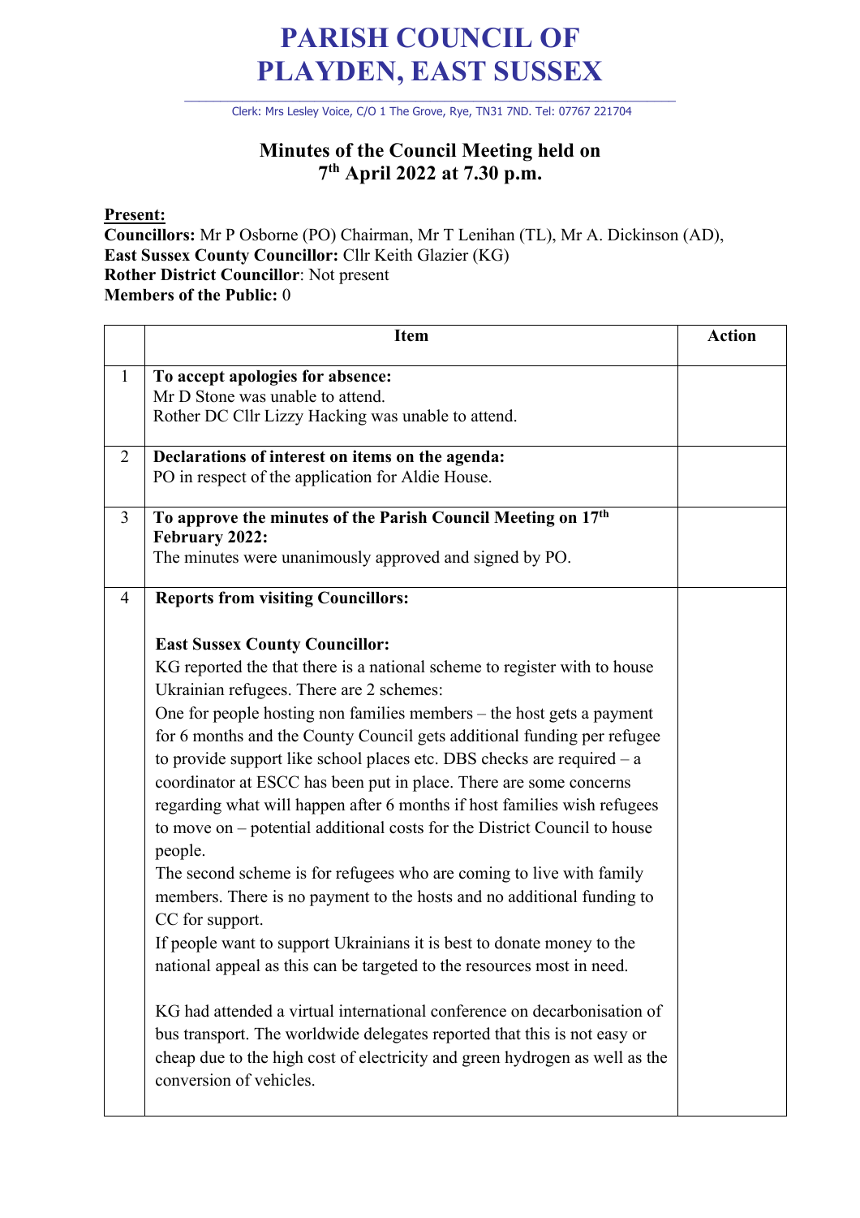# PARISH COUNCIL OF PLAYDEN, EAST SUSSEX

Clerk: Mrs Lesley Voice, C/O 1 The Grove, Rye, TN31 7ND. Tel: 07767 221704

## Minutes of the Council Meeting held on 7th April 2022 at 7.30 p.m.

**Present:**
**Councillors:** Mr P Osborne (PO) Chairman, Mr T Lenihan (TL), Mr A. Dickinson (AD),
**East Sussex County Councillor:** Cllr Keith Glazier (KG)
**Rother District Councillor**: Not present
**Members of the Public:** 0

| | Item | Action |
|---|---|---|
| 1 | **To accept apologies for absence:**<br>Mr D Stone was unable to attend.<br>Rother DC Cllr Lizzy Hacking was unable to attend. | |
| 2 | **Declarations of interest on items on the agenda:**<br>PO in respect of the application for Aldie House. | |
| 3 | **To approve the minutes of the Parish Council Meeting on 17th February 2022:**<br>The minutes were unanimously approved and signed by PO. | |
| 4 | **Reports from visiting Councillors:**<br><br>**East Sussex County Councillor:**<br>KG reported the that there is a national scheme to register with to house Ukrainian refugees. There are 2 schemes:<br>One for people hosting non families members – the host gets a payment for 6 months and the County Council gets additional funding per refugee to provide support like school places etc. DBS checks are required – a coordinator at ESCC has been put in place. There are some concerns regarding what will happen after 6 months if host families wish refugees to move on – potential additional costs for the District Council to house people.<br>The second scheme is for refugees who are coming to live with family members. There is no payment to the hosts and no additional funding to CC for support.<br>If people want to support Ukrainians it is best to donate money to the national appeal as this can be targeted to the resources most in need.<br><br>KG had attended a virtual international conference on decarbonisation of bus transport. The worldwide delegates reported that this is not easy or cheap due to the high cost of electricity and green hydrogen as well as the conversion of vehicles. | |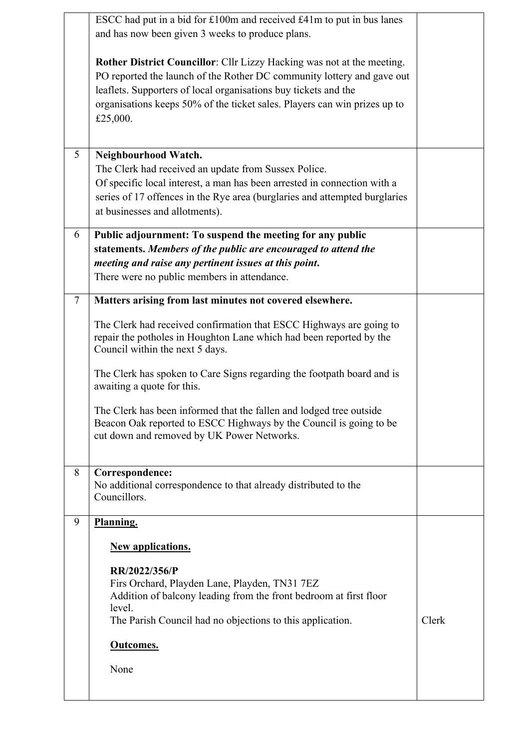| | | |
|---|---|---|
| | ESCC had put in a bid for £100m and received £41m to put in bus lanes and has now been given 3 weeks to produce plans.<br><br>**Rother District Councillor**: Cllr Lizzy Hacking was not at the meeting. PO reported the launch of the Rother DC community lottery and gave out leaflets. Supporters of local organisations buy tickets and the organisations keeps 50% of the ticket sales. Players can win prizes up to £25,000. | |
| 5 | **Neighbourhood Watch.**<br>The Clerk had received an update from Sussex Police.<br>Of specific local interest, a man has been arrested in connection with a series of 17 offences in the Rye area (burglaries and attempted burglaries at businesses and allotments). | |
| 6 | **Public adjournment: To suspend the meeting for any public statements.** ***Members of the public are encouraged to attend the meeting and raise any pertinent issues at this point.***<br>There were no public members in attendance. | |
| 7 | **Matters arising from last minutes not covered elsewhere.**<br><br>The Clerk had received confirmation that ESCC Highways are going to repair the potholes in Houghton Lane which had been reported by the Council within the next 5 days.<br><br>The Clerk has spoken to Care Signs regarding the footpath board and is awaiting a quote for this.<br><br>The Clerk has been informed that the fallen and lodged tree outside Beacon Oak reported to ESCC Highways by the Council is going to be cut down and removed by UK Power Networks. | |
| 8 | **Correspondence:**<br>No additional correspondence to that already distributed to the Councillors. | |
| 9 | **Planning.**<br><br>**New applications.**<br><br>**RR/2022/356/P**<br>Firs Orchard, Playden Lane, Playden, TN31 7EZ<br>Addition of balcony leading from the front bedroom at first floor level.<br>The Parish Council had no objections to this application.<br><br>**Outcomes.**<br><br>None | Clerk |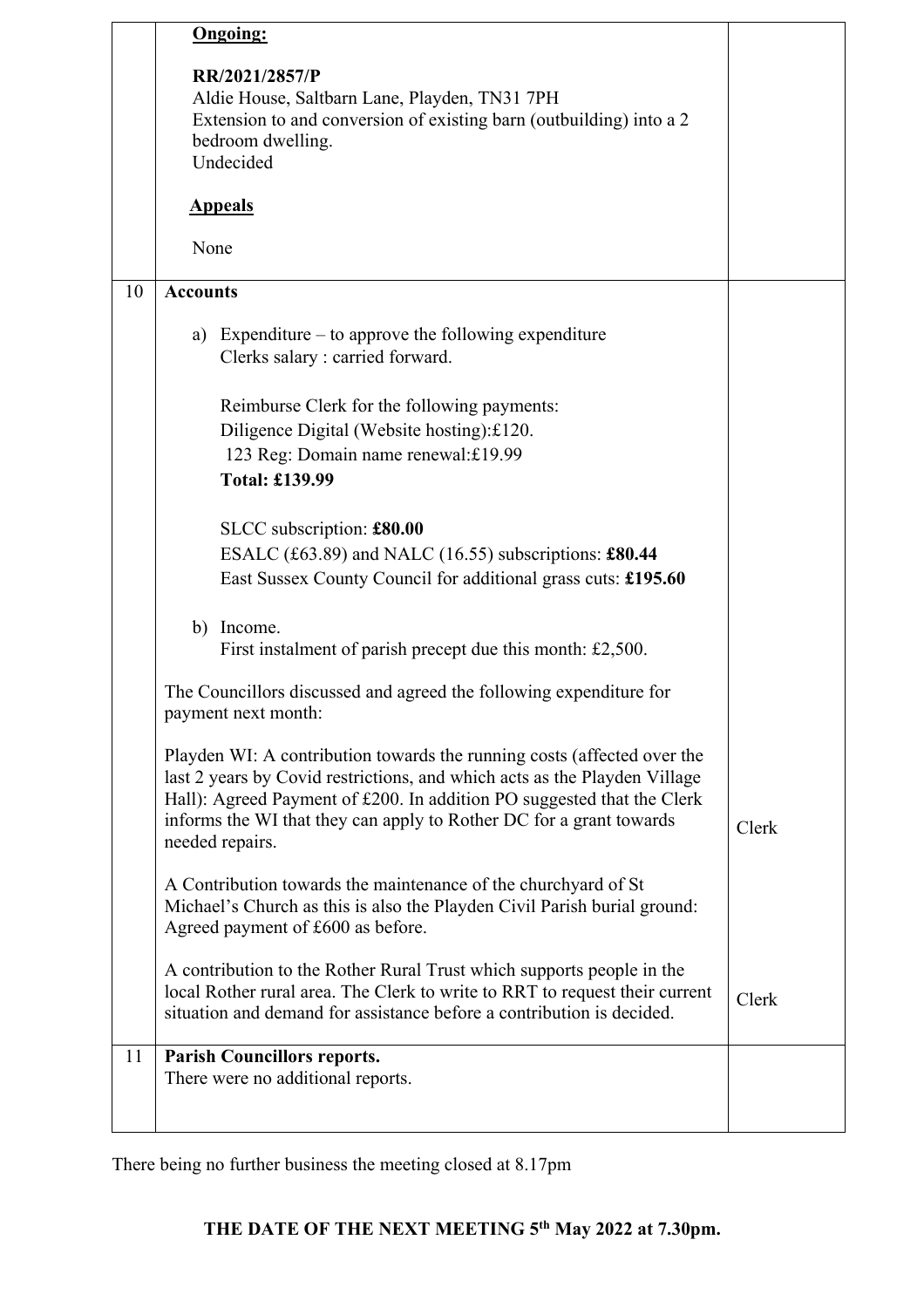| | | |
|---|---|---|
| | **Ongoing:**<br><br>**RR/2021/2857/P**<br>Aldie House, Saltbarn Lane, Playden, TN31 7PH<br>Extension to and conversion of existing barn (outbuilding) into a 2 bedroom dwelling.<br>Undecided<br><br>**Appeals**<br><br>None | |
| 10 | **Accounts**<br><br>a) Expenditure – to approve the following expenditure<br>Clerks salary : carried forward.<br><br>Reimburse Clerk for the following payments:<br>Diligence Digital (Website hosting):£120.<br>123 Reg: Domain name renewal:£19.99<br>**Total: £139.99**<br><br>SLCC subscription: **£80.00**<br>ESALC (£63.89) and NALC (16.55) subscriptions: **£80.44**<br>East Sussex County Council for additional grass cuts: **£195.60**<br><br>b) Income.<br>First instalment of parish precept due this month: £2,500.<br><br>The Councillors discussed and agreed the following expenditure for payment next month:<br><br>Playden WI: A contribution towards the running costs (affected over the last 2 years by Covid restrictions, and which acts as the Playden Village Hall): Agreed Payment of £200. In addition PO suggested that the Clerk informs the WI that they can apply to Rother DC for a grant towards needed repairs.<br><br>A Contribution towards the maintenance of the churchyard of St Michael's Church as this is also the Playden Civil Parish burial ground: Agreed payment of £600 as before.<br><br>A contribution to the Rother Rural Trust which supports people in the local Rother rural area. The Clerk to write to RRT to request their current situation and demand for assistance before a contribution is decided. | Clerk<br><br>Clerk |
| 11 | **Parish Councillors reports.**<br>There were no additional reports. | |

There being no further business the meeting closed at 8.17pm

**THE DATE OF THE NEXT MEETING 5th May 2022 at 7.30pm.**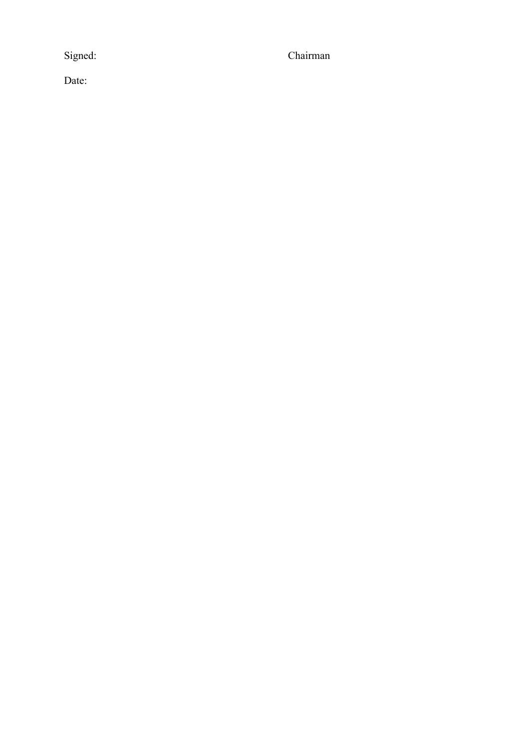Signed: Chairman

Date: